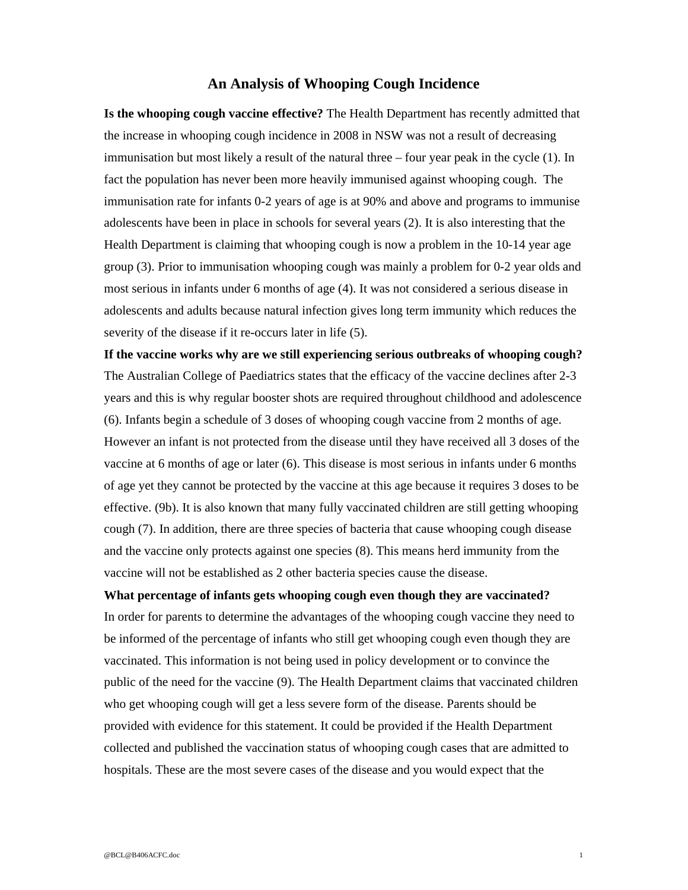# An Analysis of Whooping Cough Incidence

**Is the whooping cough vaccine effective?** The Health Department has recently admitted that the increase in whooping cough incidence in 2008 in NSW was not a result of decreasing immunisation but most likely a result of the natural three – four year peak in the cycle (1). In fact the population has never been more heavily immunised against whooping cough. The immunisation rate for infants 0-2 years of age is at 90% and above and programs to immunise adolescents have been in place in schools for several years (2). It is also interesting that the Health Department is claiming that whooping cough is now a problem in the 10-14 year age group (3). Prior to immunisation whooping cough was mainly a problem for 0-2 year olds and most serious in infants under 6 months of age (4). It was not considered a serious disease in adolescents and adults because natural infection gives long term immunity which reduces the severity of the disease if it re-occurs later in life (5).

**If the vaccine works why are we still experiencing serious outbreaks of whooping cough?** The Australian College of Paediatrics states that the efficacy of the vaccine declines after 2-3 years and this is why regular booster shots are required throughout childhood and adolescence (6). Infants begin a schedule of 3 doses of whooping cough vaccine from 2 months of age. However an infant is not protected from the disease until they have received all 3 doses of the vaccine at 6 months of age or later (6). This disease is most serious in infants under 6 months of age yet they cannot be protected by the vaccine at this age because it requires 3 doses to be effective. (9b). It is also known that many fully vaccinated children are still getting whooping cough (7). In addition, there are three species of bacteria that cause whooping cough disease and the vaccine only protects against one species (8). This means herd immunity from the vaccine will not be established as 2 other bacteria species cause the disease.

**What percentage of infants gets whooping cough even though they are vaccinated?** In order for parents to determine the advantages of the whooping cough vaccine they need to be informed of the percentage of infants who still get whooping cough even though they are vaccinated. This information is not being used in policy development or to convince the public of the need for the vaccine (9). The Health Department claims that vaccinated children who get whooping cough will get a less severe form of the disease. Parents should be provided with evidence for this statement. It could be provided if the Health Department collected and published the vaccination status of whooping cough cases that are admitted to hospitals. These are the most severe cases of the disease and you would expect that the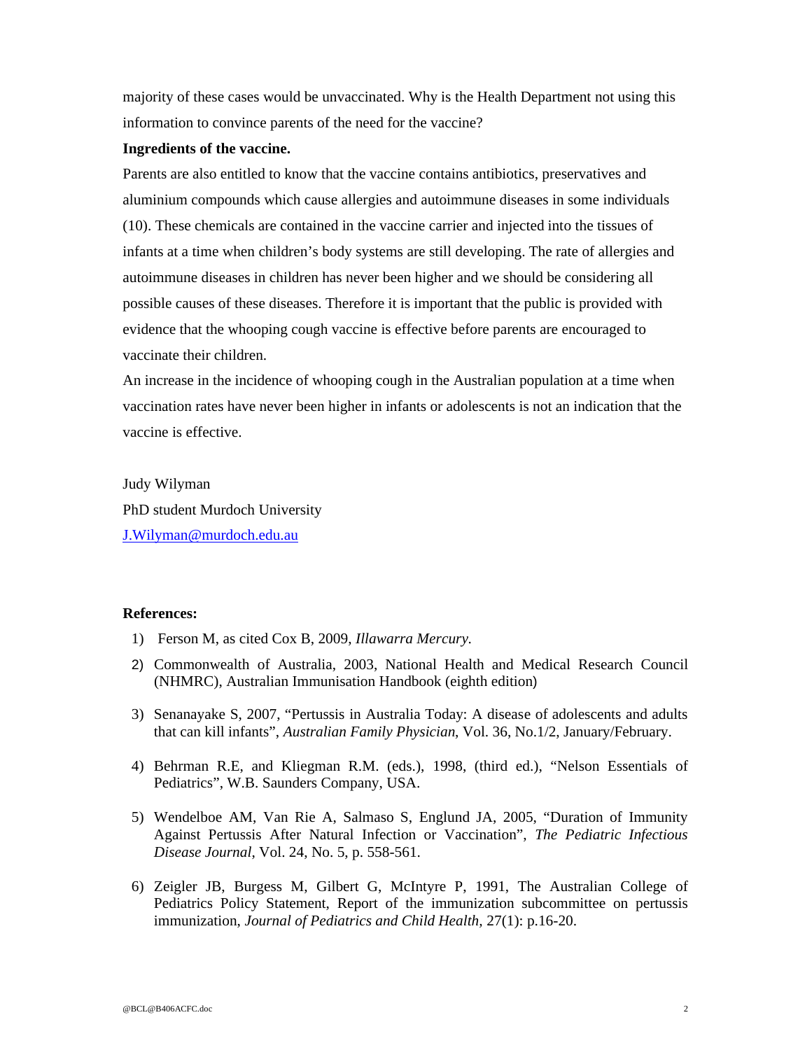majority of these cases would be unvaccinated. Why is the Health Department not using this information to convince parents of the need for the vaccine?

**Ingredients of the vaccine.**

Parents are also entitled to know that the vaccine contains antibiotics, preservatives and aluminium compounds which cause allergies and autoimmune diseases in some individuals (10). These chemicals are contained in the vaccine carrier and injected into the tissues of infants at a time when children's body systems are still developing. The rate of allergies and autoimmune diseases in children has never been higher and we should be considering all possible causes of these diseases. Therefore it is important that the public is provided with evidence that the whooping cough vaccine is effective before parents are encouraged to vaccinate their children.

An increase in the incidence of whooping cough in the Australian population at a time when vaccination rates have never been higher in infants or adolescents is not an indication that the vaccine is effective.

Judy Wilyman
PhD student Murdoch University
J.Wilyman@murdoch.edu.au

**References:**

1) Ferson M, as cited Cox B, 2009, *Illawarra Mercury.*
2) Commonwealth of Australia, 2003, National Health and Medical Research Council (NHMRC), Australian Immunisation Handbook (eighth edition)
3) Senanayake S, 2007, "Pertussis in Australia Today: A disease of adolescents and adults that can kill infants", *Australian Family Physician*, Vol. 36, No.1/2, January/February.
4) Behrman R.E, and Kliegman R.M. (eds.), 1998, (third ed.), "Nelson Essentials of Pediatrics", W.B. Saunders Company, USA.
5) Wendelboe AM, Van Rie A, Salmaso S, Englund JA, 2005, "Duration of Immunity Against Pertussis After Natural Infection or Vaccination", *The Pediatric Infectious Disease Journal*, Vol. 24, No. 5, p. 558-561.
6) Zeigler JB, Burgess M, Gilbert G, McIntyre P, 1991, The Australian College of Pediatrics Policy Statement, Report of the immunization subcommittee on pertussis immunization, *Journal of Pediatrics and Child Health*, 27(1): p.16-20.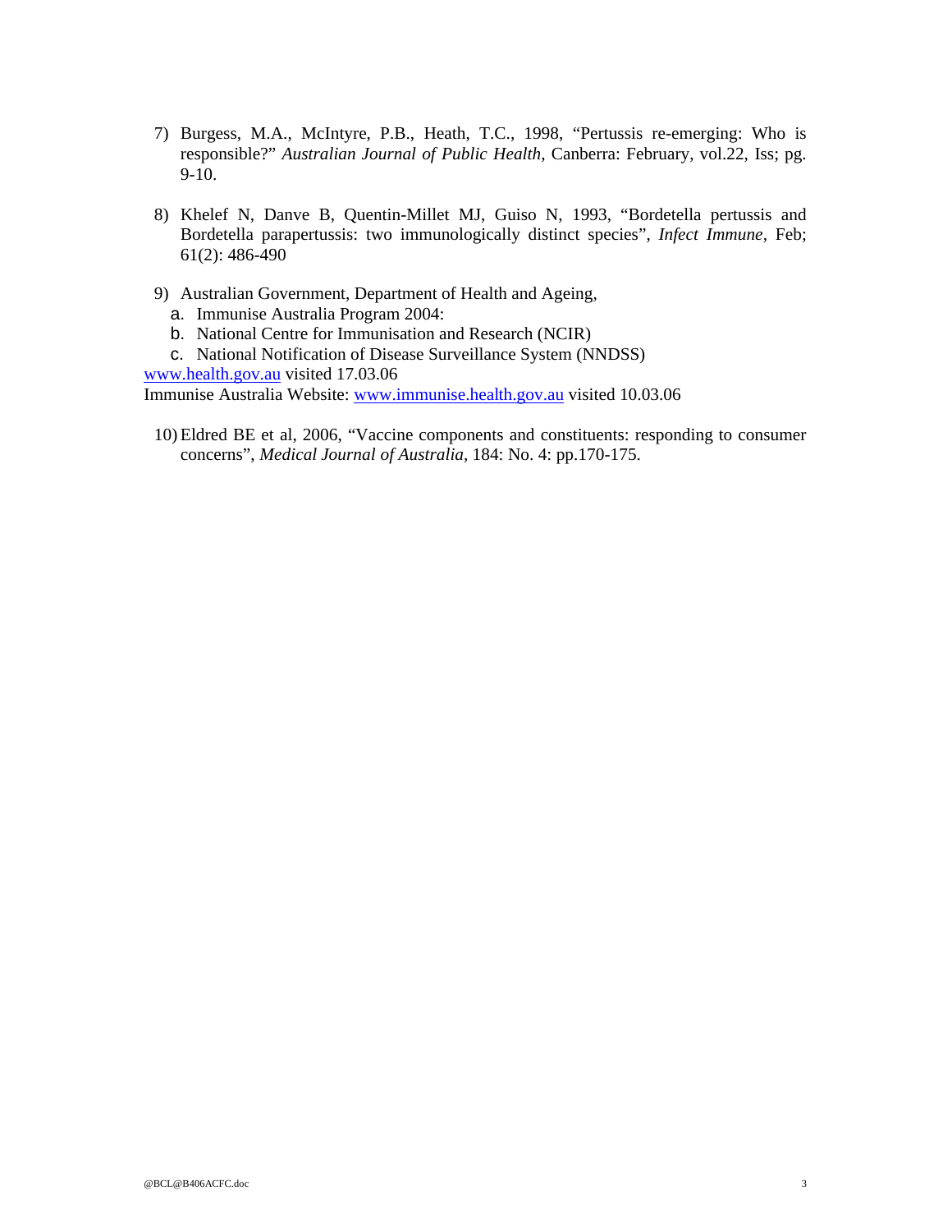7) Burgess, M.A., McIntyre, P.B., Heath, T.C., 1998, "Pertussis re-emerging: Who is responsible?" *Australian Journal of Public Health*, Canberra: February, vol.22, Iss; pg. 9-10.

8) Khelef N, Danve B, Quentin-Millet MJ, Guiso N, 1993, "Bordetella pertussis and Bordetella parapertussis: two immunologically distinct species", *Infect Immune*, Feb; 61(2): 486-490

9) Australian Government, Department of Health and Ageing,
   a. Immunise Australia Program 2004:
   b. National Centre for Immunisation and Research (NCIR)
   c. National Notification of Disease Surveillance System (NNDSS)

www.health.gov.au visited 17.03.06
Immunise Australia Website: www.immunise.health.gov.au visited 10.03.06

10) Eldred BE et al, 2006, "Vaccine components and constituents: responding to consumer concerns", *Medical Journal of Australia*, 184: No. 4: pp.170-175.